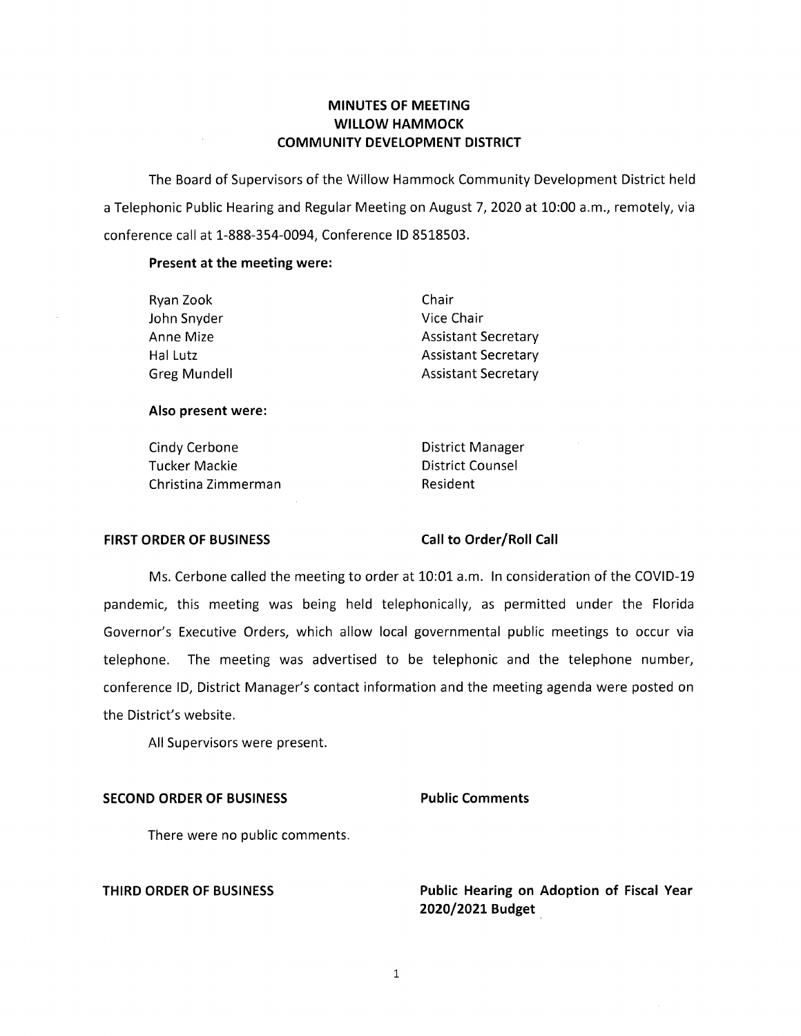# MINUTES OF MEETING
# WILLOW HAMMOCK
# COMMUNITY DEVELOPMENT DISTRICT

The Board of Supervisors of the Willow Hammock Community Development District held a Telephonic Public Hearing and Regular Meeting on August 7, 2020 at 10:00 a.m., remotely, via conference call at 1-888-354-0094, Conference ID 8518503.

**Present at the meeting were:**

| | |
|---|---|
| Ryan Zook | Chair |
| John Snyder | Vice Chair |
| Anne Mize | Assistant Secretary |
| Hal Lutz | Assistant Secretary |
| Greg Mundell | Assistant Secretary |

**Also present were:**

| | |
|---|---|
| Cindy Cerbone | District Manager |
| Tucker Mackie | District Counsel |
| Christina Zimmerman | Resident |

**FIRST ORDER OF BUSINESS** **Call to Order/Roll Call**

Ms. Cerbone called the meeting to order at 10:01 a.m. In consideration of the COVID-19 pandemic, this meeting was being held telephonically, as permitted under the Florida Governor's Executive Orders, which allow local governmental public meetings to occur via telephone. The meeting was advertised to be telephonic and the telephone number, conference ID, District Manager's contact information and the meeting agenda were posted on the District's website.

All Supervisors were present.

**SECOND ORDER OF BUSINESS** **Public Comments**

There were no public comments.

**THIRD ORDER OF BUSINESS** **Public Hearing on Adoption of Fiscal Year 2020/2021 Budget**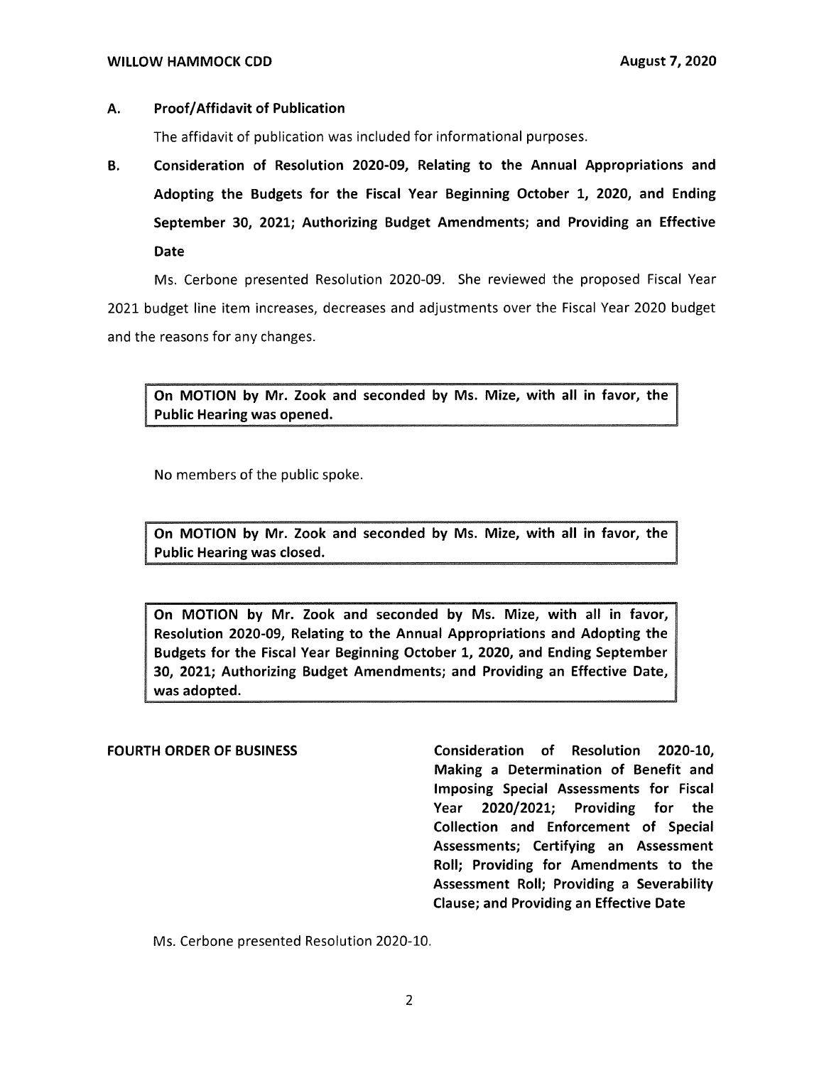**A. Proof/Affidavit of Publication**

The affidavit of publication was included for informational purposes.

**B. Consideration of Resolution 2020-09, Relating to the Annual Appropriations and Adopting the Budgets for the Fiscal Year Beginning October 1, 2020, and Ending September 30, 2021; Authorizing Budget Amendments; and Providing an Effective Date**

Ms. Cerbone presented Resolution 2020-09. She reviewed the proposed Fiscal Year 2021 budget line item increases, decreases and adjustments over the Fiscal Year 2020 budget and the reasons for any changes.

> **On MOTION by Mr. Zook and seconded by Ms. Mize, with all in favor, the Public Hearing was opened.**

No members of the public spoke.

> **On MOTION by Mr. Zook and seconded by Ms. Mize, with all in favor, the Public Hearing was closed.**

> **On MOTION by Mr. Zook and seconded by Ms. Mize, with all in favor, Resolution 2020-09, Relating to the Annual Appropriations and Adopting the Budgets for the Fiscal Year Beginning October 1, 2020, and Ending September 30, 2021; Authorizing Budget Amendments; and Providing an Effective Date, was adopted.**

**FOURTH ORDER OF BUSINESS** — **Consideration of Resolution 2020-10, Making a Determination of Benefit and Imposing Special Assessments for Fiscal Year 2020/2021; Providing for the Collection and Enforcement of Special Assessments; Certifying an Assessment Roll; Providing for Amendments to the Assessment Roll; Providing a Severability Clause; and Providing an Effective Date**

Ms. Cerbone presented Resolution 2020-10.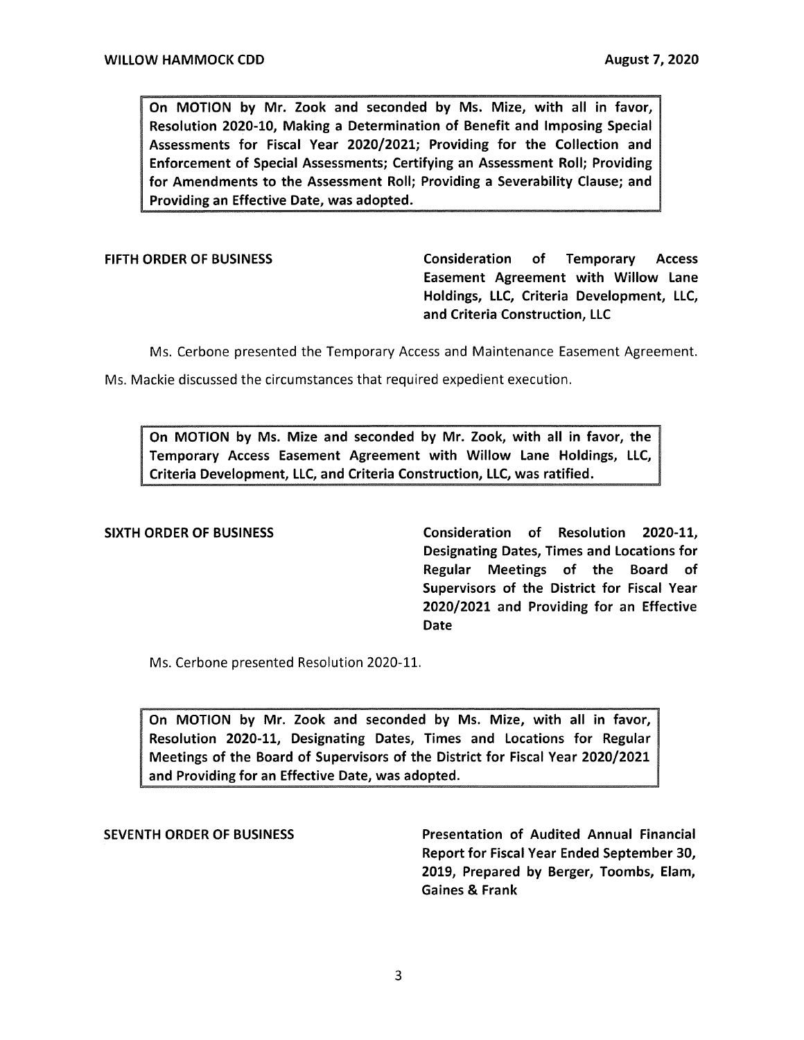**On MOTION by Mr. Zook and seconded by Ms. Mize, with all in favor, Resolution 2020-10, Making a Determination of Benefit and Imposing Special Assessments for Fiscal Year 2020/2021; Providing for the Collection and Enforcement of Special Assessments; Certifying an Assessment Roll; Providing for Amendments to the Assessment Roll; Providing a Severability Clause; and Providing an Effective Date, was adopted.**

**FIFTH ORDER OF BUSINESS** — **Consideration of Temporary Access Easement Agreement with Willow Lane Holdings, LLC, Criteria Development, LLC, and Criteria Construction, LLC**

Ms. Cerbone presented the Temporary Access and Maintenance Easement Agreement.

Ms. Mackie discussed the circumstances that required expedient execution.

**On MOTION by Ms. Mize and seconded by Mr. Zook, with all in favor, the Temporary Access Easement Agreement with Willow Lane Holdings, LLC, Criteria Development, LLC, and Criteria Construction, LLC, was ratified.**

**SIXTH ORDER OF BUSINESS** — **Consideration of Resolution 2020-11, Designating Dates, Times and Locations for Regular Meetings of the Board of Supervisors of the District for Fiscal Year 2020/2021 and Providing for an Effective Date**

Ms. Cerbone presented Resolution 2020-11.

**On MOTION by Mr. Zook and seconded by Ms. Mize, with all in favor, Resolution 2020-11, Designating Dates, Times and Locations for Regular Meetings of the Board of Supervisors of the District for Fiscal Year 2020/2021 and Providing for an Effective Date, was adopted.**

**SEVENTH ORDER OF BUSINESS** — **Presentation of Audited Annual Financial Report for Fiscal Year Ended September 30, 2019, Prepared by Berger, Toombs, Elam, Gaines & Frank**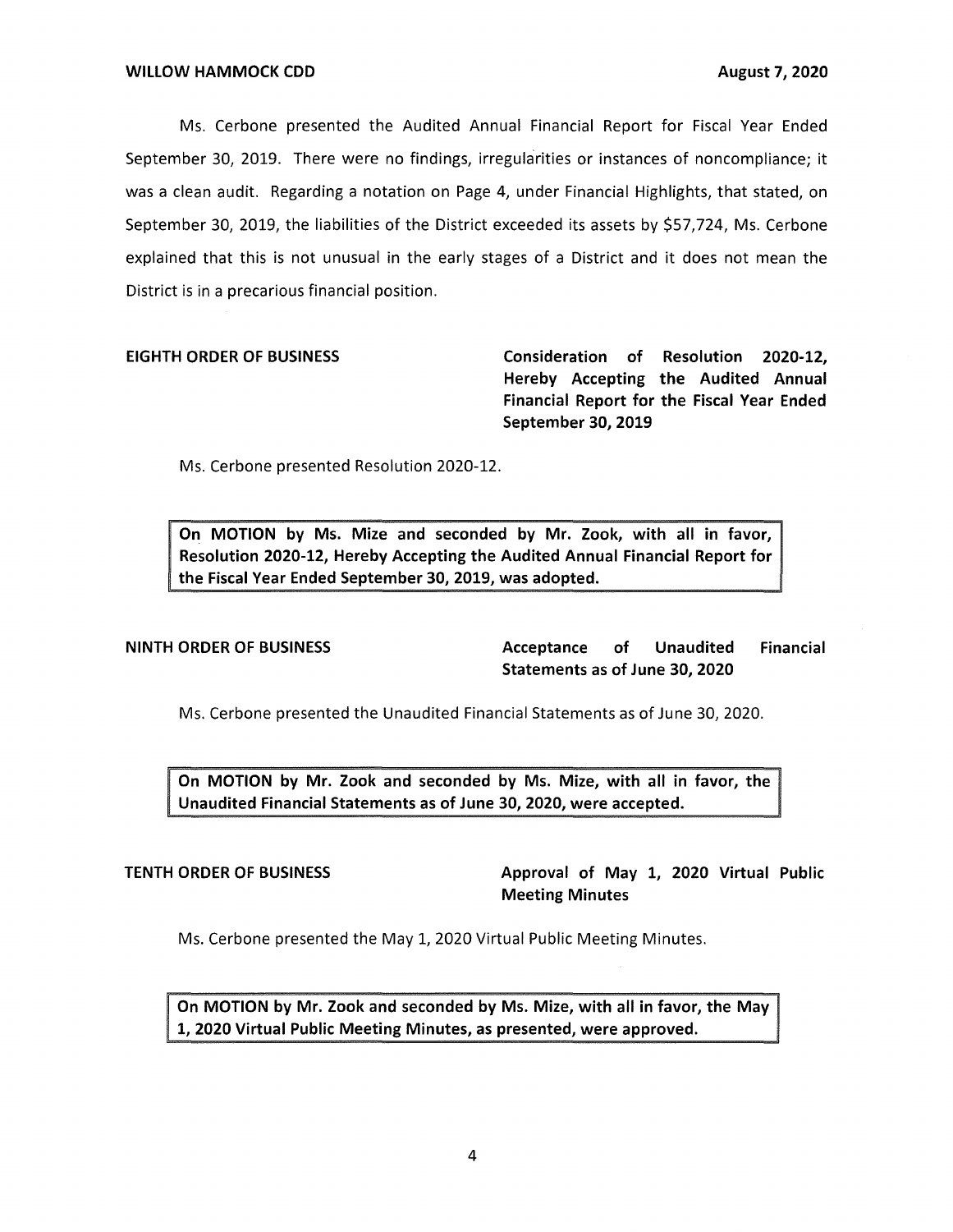Ms. Cerbone presented the Audited Annual Financial Report for Fiscal Year Ended September 30, 2019. There were no findings, irregularities or instances of noncompliance; it was a clean audit. Regarding a notation on Page 4, under Financial Highlights, that stated, on September 30, 2019, the liabilities of the District exceeded its assets by $57,724, Ms. Cerbone explained that this is not unusual in the early stages of a District and it does not mean the District is in a precarious financial position.

**EIGHTH ORDER OF BUSINESS** — **Consideration of Resolution 2020-12, Hereby Accepting the Audited Annual Financial Report for the Fiscal Year Ended September 30, 2019**

Ms. Cerbone presented Resolution 2020-12.

> **On MOTION by Ms. Mize and seconded by Mr. Zook, with all in favor, Resolution 2020-12, Hereby Accepting the Audited Annual Financial Report for the Fiscal Year Ended September 30, 2019, was adopted.**

**NINTH ORDER OF BUSINESS** — **Acceptance of Unaudited Financial Statements as of June 30, 2020**

Ms. Cerbone presented the Unaudited Financial Statements as of June 30, 2020.

> **On MOTION by Mr. Zook and seconded by Ms. Mize, with all in favor, the Unaudited Financial Statements as of June 30, 2020, were accepted.**

**TENTH ORDER OF BUSINESS** — **Approval of May 1, 2020 Virtual Public Meeting Minutes**

Ms. Cerbone presented the May 1, 2020 Virtual Public Meeting Minutes.

> **On MOTION by Mr. Zook and seconded by Ms. Mize, with all in favor, the May 1, 2020 Virtual Public Meeting Minutes, as presented, were approved.**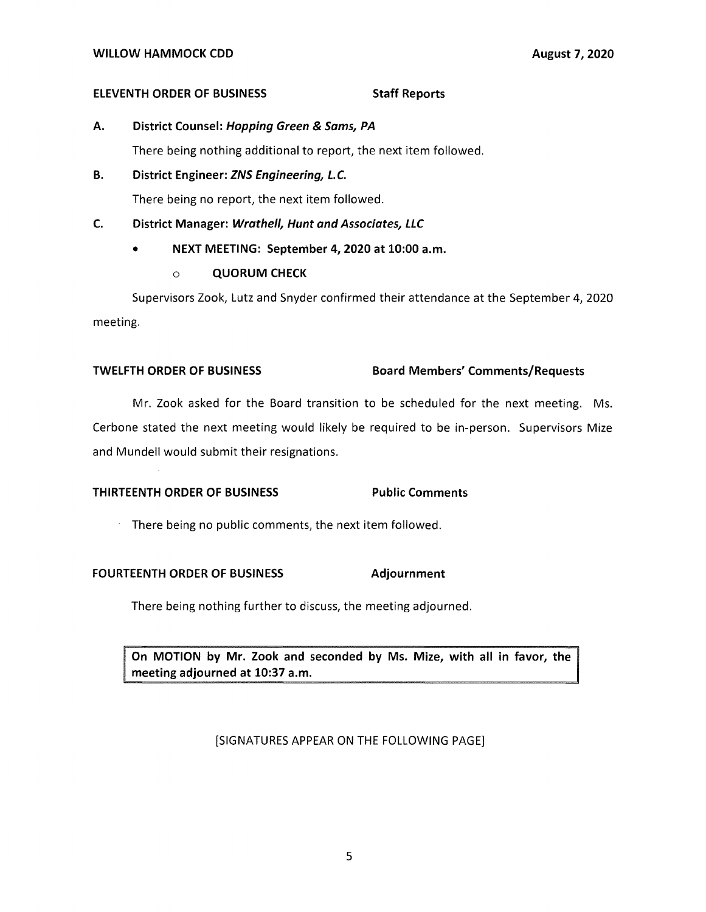**ELEVENTH ORDER OF BUSINESS** **Staff Reports**

**A. District Counsel: *Hopping Green & Sams, PA***

There being nothing additional to report, the next item followed.

**B. District Engineer: *ZNS Engineering, L.C.***

There being no report, the next item followed.

**C. District Manager: *Wrathell, Hunt and Associates, LLC***

- **NEXT MEETING: September 4, 2020 at 10:00 a.m.**
  - **QUORUM CHECK**

Supervisors Zook, Lutz and Snyder confirmed their attendance at the September 4, 2020 meeting.

**TWELFTH ORDER OF BUSINESS** **Board Members' Comments/Requests**

Mr. Zook asked for the Board transition to be scheduled for the next meeting. Ms. Cerbone stated the next meeting would likely be required to be in-person. Supervisors Mize and Mundell would submit their resignations.

**THIRTEENTH ORDER OF BUSINESS** **Public Comments**

There being no public comments, the next item followed.

**FOURTEENTH ORDER OF BUSINESS** **Adjournment**

There being nothing further to discuss, the meeting adjourned.

| **On MOTION by Mr. Zook and seconded by Ms. Mize, with all in favor, the meeting adjourned at 10:37 a.m.** |
|---|

[SIGNATURES APPEAR ON THE FOLLOWING PAGE]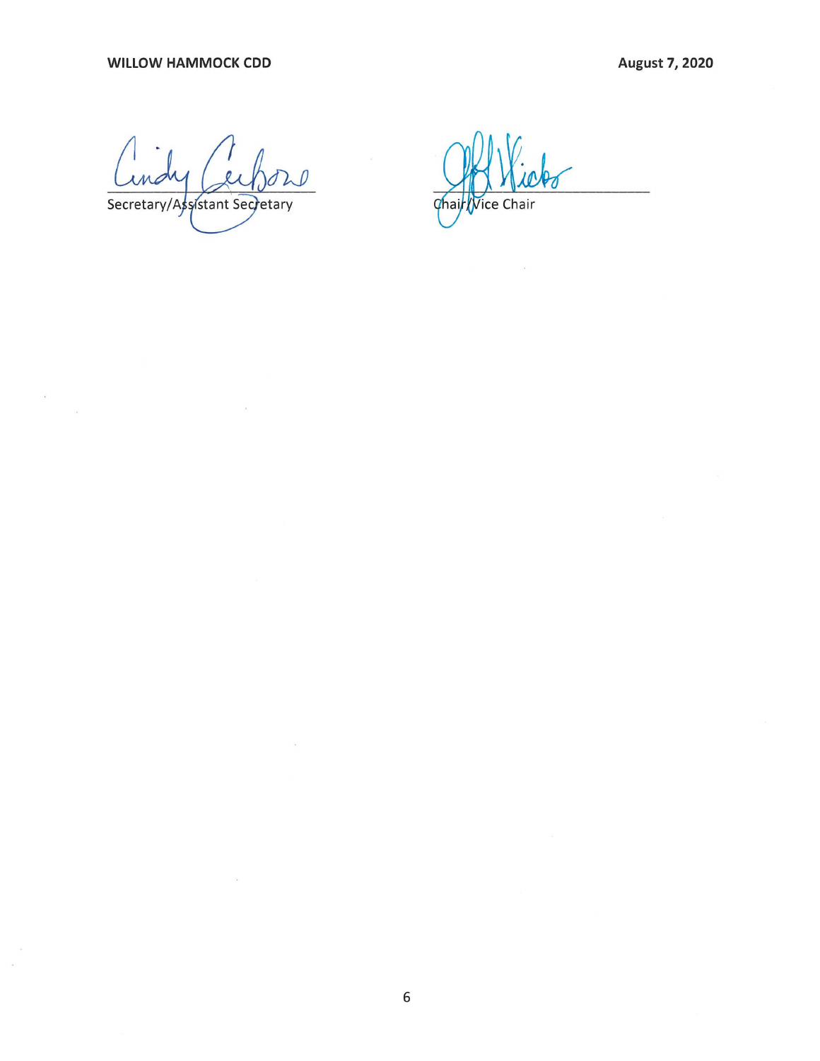Secretary/Assistant Secretary

Chair/Vice Chair